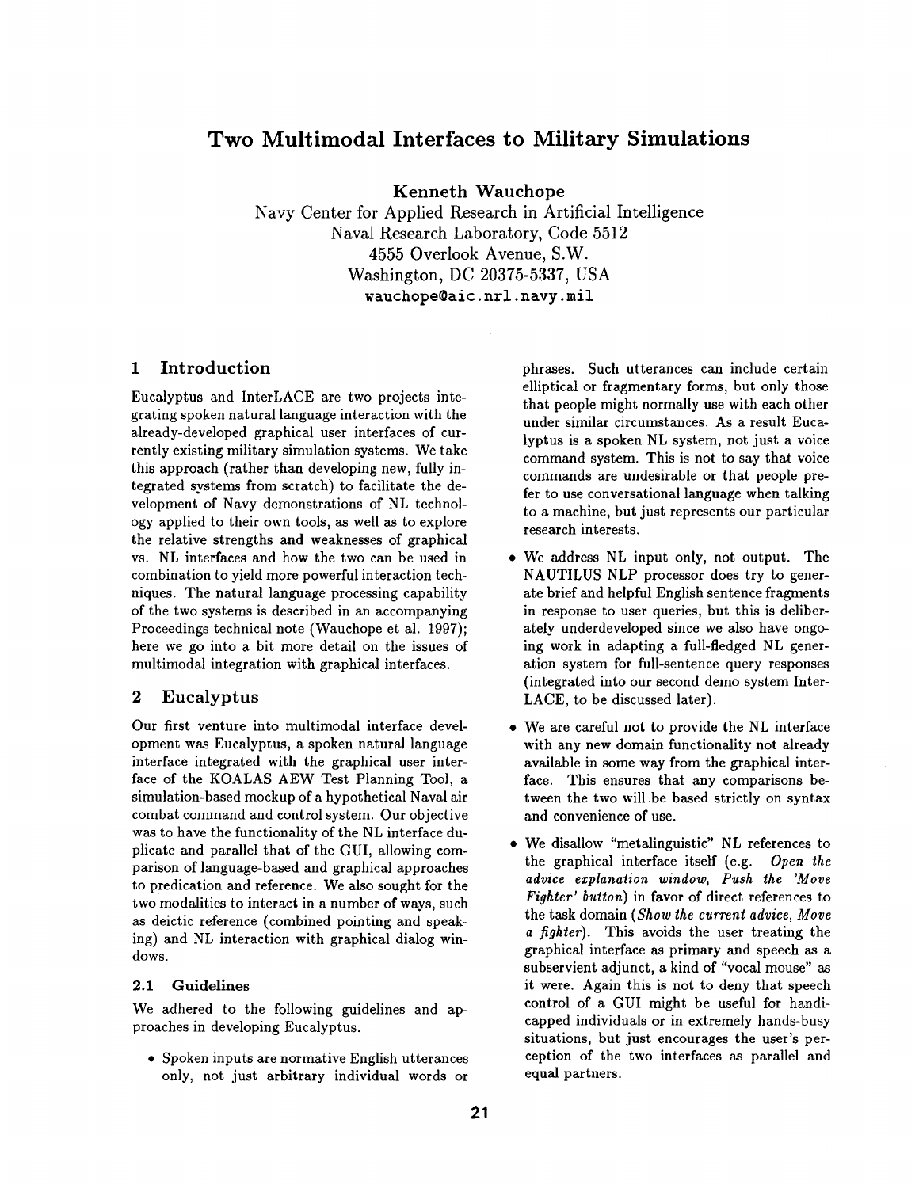# Two Multimodal Interfaces to Military Simulations

**Kenneth Wauchope**

Navy Center for Applied Research in Artificial Intelligence
Naval Research Laboratory, Code 5512
4555 Overlook Avenue, S.W.
Washington, DC 20375-5337, USA
wauchope@aic.nrl.navy.mil

## 1 Introduction

Eucalyptus and InterLACE are two projects integrating spoken natural language interaction with the already-developed graphical user interfaces of currently existing military simulation systems. We take this approach (rather than developing new, fully integrated systems from scratch) to facilitate the development of Navy demonstrations of NL technology applied to their own tools, as well as to explore the relative strengths and weaknesses of graphical vs. NL interfaces and how the two can be used in combination to yield more powerful interaction techniques. The natural language processing capability of the two systems is described in an accompanying Proceedings technical note (Wauchope et al. 1997); here we go into a bit more detail on the issues of multimodal integration with graphical interfaces.

## 2 Eucalyptus

Our first venture into multimodal interface development was Eucalyptus, a spoken natural language interface integrated with the graphical user interface of the KOALAS AEW Test Planning Tool, a simulation-based mockup of a hypothetical Naval air combat command and control system. Our objective was to have the functionality of the NL interface duplicate and parallel that of the GUI, allowing comparison of language-based and graphical approaches to predication and reference. We also sought for the two modalities to interact in a number of ways, such as deictic reference (combined pointing and speaking) and NL interaction with graphical dialog windows.

### 2.1 Guidelines

We adhered to the following guidelines and approaches in developing Eucalyptus.

- Spoken inputs are normative English utterances only, not just arbitrary individual words or phrases. Such utterances can include certain elliptical or fragmentary forms, but only those that people might normally use with each other under similar circumstances. As a result Eucalyptus is a spoken NL system, not just a voice command system. This is not to say that voice commands are undesirable or that people prefer to use conversational language when talking to a machine, but just represents our particular research interests.
- We address NL input only, not output. The NAUTILUS NLP processor does try to generate brief and helpful English sentence fragments in response to user queries, but this is deliberately underdeveloped since we also have ongoing work in adapting a full-fledged NL generation system for full-sentence query responses (integrated into our second demo system InterLACE, to be discussed later).
- We are careful not to provide the NL interface with any new domain functionality not already available in some way from the graphical interface. This ensures that any comparisons between the two will be based strictly on syntax and convenience of use.
- We disallow "metalinguistic" NL references to the graphical interface itself (e.g. *Open the advice explanation window, Push the 'Move Fighter' button*) in favor of direct references to the task domain (*Show the current advice, Move a fighter*). This avoids the user treating the graphical interface as primary and speech as a subservient adjunct, a kind of "vocal mouse" as it were. Again this is not to deny that speech control of a GUI might be useful for handicapped individuals or in extremely hands-busy situations, but just encourages the user's perception of the two interfaces as parallel and equal partners.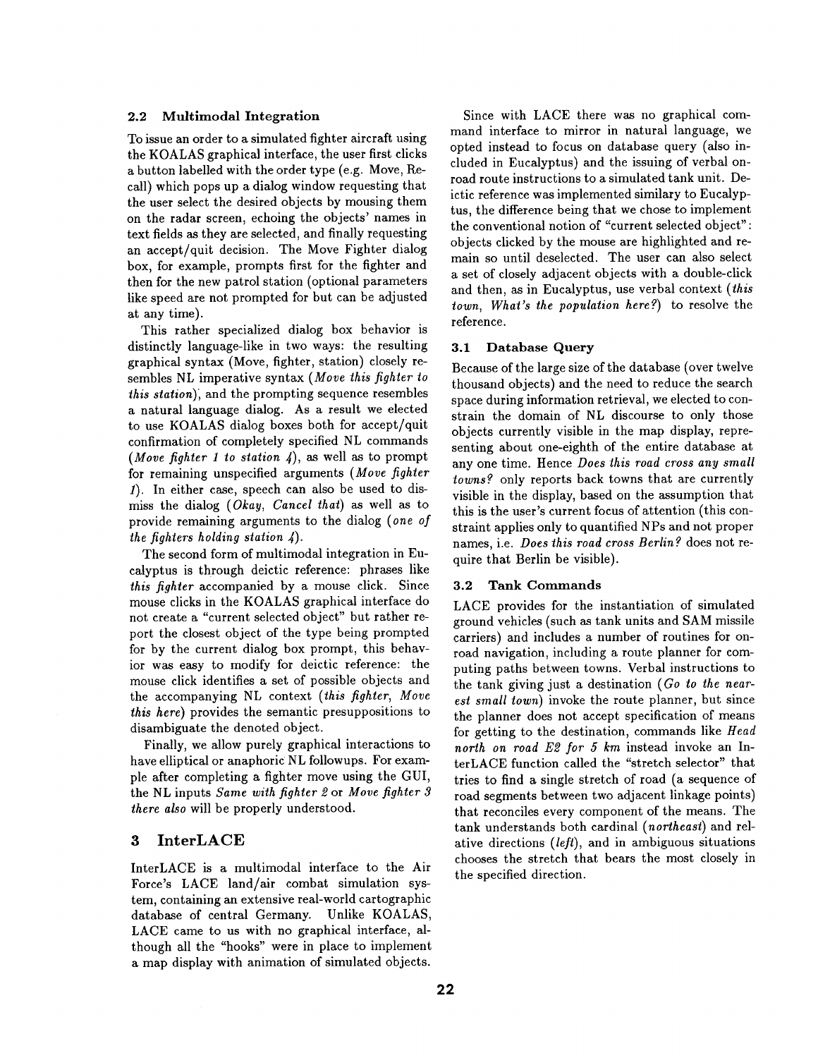### 2.2 Multimodal Integration

To issue an order to a simulated fighter aircraft using the KOALAS graphical interface, the user first clicks a button labelled with the order type (e.g. Move, Recall) which pops up a dialog window requesting that the user select the desired objects by mousing them on the radar screen, echoing the objects' names in text fields as they are selected, and finally requesting an accept/quit decision. The Move Fighter dialog box, for example, prompts first for the fighter and then for the new patrol station (optional parameters like speed are not prompted for but can be adjusted at any time).

This rather specialized dialog box behavior is distinctly language-like in two ways: the resulting graphical syntax (Move, fighter, station) closely resembles NL imperative syntax (*Move this fighter to this station*), and the prompting sequence resembles a natural language dialog. As a result we elected to use KOALAS dialog boxes both for accept/quit confirmation of completely specified NL commands (*Move fighter 1 to station 4*), as well as to prompt for remaining unspecified arguments (*Move fighter 1*). In either case, speech can also be used to dismiss the dialog (*Okay, Cancel that*) as well as to provide remaining arguments to the dialog (*one of the fighters holding station 4*).

The second form of multimodal integration in Eucalyptus is through deictic reference: phrases like *this fighter* accompanied by a mouse click. Since mouse clicks in the KOALAS graphical interface do not create a "current selected object" but rather report the closest object of the type being prompted for by the current dialog box prompt, this behavior was easy to modify for deictic reference: the mouse click identifies a set of possible objects and the accompanying NL context (*this fighter, Move this here*) provides the semantic presuppositions to disambiguate the denoted object.

Finally, we allow purely graphical interactions to have elliptical or anaphoric NL followups. For example after completing a fighter move using the GUI, the NL inputs *Same with fighter 2* or *Move fighter 3 there also* will be properly understood.

## 3 InterLACE

InterLACE is a multimodal interface to the Air Force's LACE land/air combat simulation system, containing an extensive real-world cartographic database of central Germany. Unlike KOALAS, LACE came to us with no graphical interface, although all the "hooks" were in place to implement a map display with animation of simulated objects.

Since with LACE there was no graphical command interface to mirror in natural language, we opted instead to focus on database query (also included in Eucalyptus) and the issuing of verbal on-road route instructions to a simulated tank unit. Deictic reference was implemented similary to Eucalyptus, the difference being that we chose to implement the conventional notion of "current selected object": objects clicked by the mouse are highlighted and remain so until deselected. The user can also select a set of closely adjacent objects with a double-click and then, as in Eucalyptus, use verbal context (*this town, What's the population here?*) to resolve the reference.

### 3.1 Database Query

Because of the large size of the database (over twelve thousand objects) and the need to reduce the search space during information retrieval, we elected to constrain the domain of NL discourse to only those objects currently visible in the map display, representing about one-eighth of the entire database at any one time. Hence *Does this road cross any small towns?* only reports back towns that are currently visible in the display, based on the assumption that this is the user's current focus of attention (this constraint applies only to quantified NPs and not proper names, i.e. *Does this road cross Berlin?* does not require that Berlin be visible).

### 3.2 Tank Commands

LACE provides for the instantiation of simulated ground vehicles (such as tank units and SAM missile carriers) and includes a number of routines for on-road navigation, including a route planner for computing paths between towns. Verbal instructions to the tank giving just a destination (*Go to the nearest small town*) invoke the route planner, but since the planner does not accept specification of means for getting to the destination, commands like *Head north on road E2 for 5 km* instead invoke an InterLACE function called the "stretch selector" that tries to find a single stretch of road (a sequence of road segments between two adjacent linkage points) that reconciles every component of the means. The tank understands both cardinal (*northeast*) and relative directions (*left*), and in ambiguous situations chooses the stretch that bears the most closely in the specified direction.